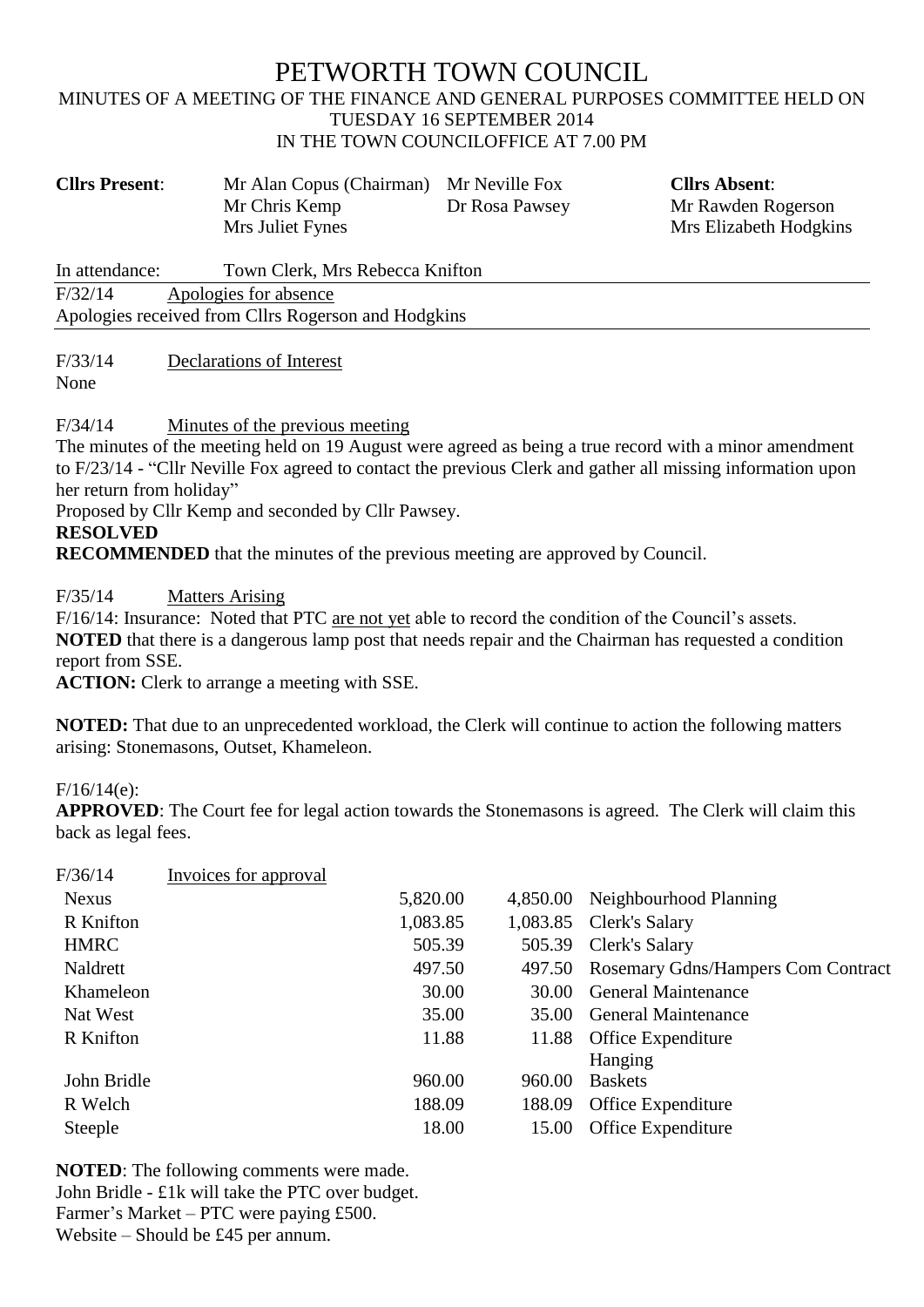# PETWORTH TOWN COUNCIL

MINUTES OF A MEETING OF THE FINANCE AND GENERAL PURPOSES COMMITTEE HELD ON TUESDAY 16 SEPTEMBER 2014
IN THE TOWN COUNCILOFFICE AT 7.00 PM

| **Cllrs Present**: | Mr Alan Copus (Chairman) | Mr Neville Fox | **Cllrs Absent**: |
|---|---|---|---|
| | Mr Chris Kemp | Dr Rosa Pawsey | Mr Rawden Rogerson |
| | Mrs Juliet Fynes | | Mrs Elizabeth Hodgkins |

In attendance: Town Clerk, Mrs Rebecca Knifton

F/32/14 Apologies for absence

Apologies received from Cllrs Rogerson and Hodgkins

F/33/14 Declarations of Interest

None

F/34/14 Minutes of the previous meeting

The minutes of the meeting held on 19 August were agreed as being a true record with a minor amendment to F/23/14 - "Cllr Neville Fox agreed to contact the previous Clerk and gather all missing information upon her return from holiday"

Proposed by Cllr Kemp and seconded by Cllr Pawsey.

**RESOLVED**

**RECOMMENDED** that the minutes of the previous meeting are approved by Council.

F/35/14 Matters Arising

F/16/14: Insurance: Noted that PTC are not yet able to record the condition of the Council's assets.

**NOTED** that there is a dangerous lamp post that needs repair and the Chairman has requested a condition report from SSE.

**ACTION:** Clerk to arrange a meeting with SSE.

**NOTED:** That due to an unprecedented workload, the Clerk will continue to action the following matters arising: Stonemasons, Outset, Khameleon.

F/16/14(e):

**APPROVED**: The Court fee for legal action towards the Stonemasons is agreed. The Clerk will claim this back as legal fees.

F/36/14 Invoices for approval

| | | | |
|---|---|---|---|
| Nexus | 5,820.00 | 4,850.00 | Neighbourhood Planning |
| R Knifton | 1,083.85 | 1,083.85 | Clerk's Salary |
| HMRC | 505.39 | 505.39 | Clerk's Salary |
| Naldrett | 497.50 | 497.50 | Rosemary Gdns/Hampers Com Contract |
| Khameleon | 30.00 | 30.00 | General Maintenance |
| Nat West | 35.00 | 35.00 | General Maintenance |
| R Knifton | 11.88 | 11.88 | Office Expenditure |
| John Bridle | 960.00 | 960.00 | Hanging Baskets |
| R Welch | 188.09 | 188.09 | Office Expenditure |
| Steeple | 18.00 | 15.00 | Office Expenditure |

**NOTED**: The following comments were made.

John Bridle - £1k will take the PTC over budget.

Farmer's Market – PTC were paying £500.

Website – Should be £45 per annum.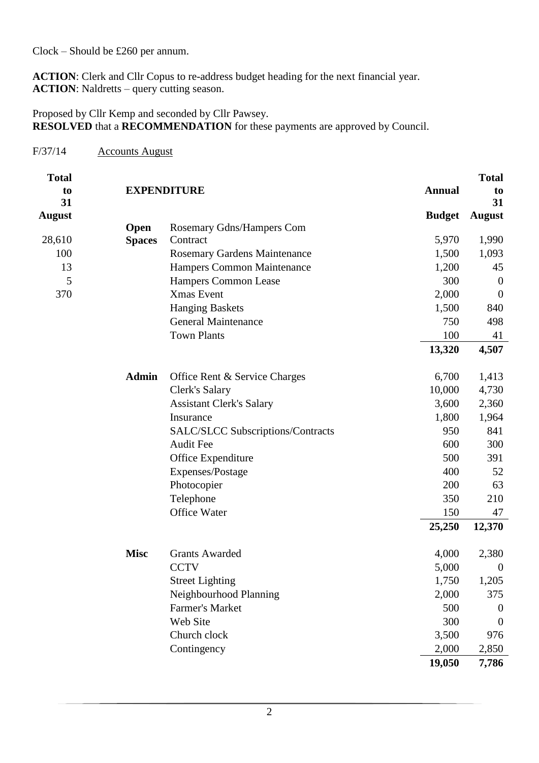Clock – Should be £260 per annum.

**ACTION**: Clerk and Cllr Copus to re-address budget heading for the next financial year.
**ACTION**: Naldretts – query cutting season.

Proposed by Cllr Kemp and seconded by Cllr Pawsey.
**RESOLVED** that a **RECOMMENDATION** for these payments are approved by Council.

F/37/14 Accounts August

| Total to 31 August | | EXPENDITURE | Annual Budget | Total to 31 August |
|---|---|---|---|---|
| 28,610 | **Open Spaces** | Rosemary Gdns/Hampers Com Contract | 5,970 | 1,990 |
| 100 | | Rosemary Gardens Maintenance | 1,500 | 1,093 |
| 13 | | Hampers Common Maintenance | 1,200 | 45 |
| 5 | | Hampers Common Lease | 300 | 0 |
| 370 | | Xmas Event | 2,000 | 0 |
| | | Hanging Baskets | 1,500 | 840 |
| | | General Maintenance | 750 | 498 |
| | | Town Plants | 100 | 41 |
| | | | **13,320** | **4,507** |
| | **Admin** | Office Rent & Service Charges | 6,700 | 1,413 |
| | | Clerk's Salary | 10,000 | 4,730 |
| | | Assistant Clerk's Salary | 3,600 | 2,360 |
| | | Insurance | 1,800 | 1,964 |
| | | SALC/SLCC Subscriptions/Contracts | 950 | 841 |
| | | Audit Fee | 600 | 300 |
| | | Office Expenditure | 500 | 391 |
| | | Expenses/Postage | 400 | 52 |
| | | Photocopier | 200 | 63 |
| | | Telephone | 350 | 210 |
| | | Office Water | 150 | 47 |
| | | | **25,250** | **12,370** |
| | **Misc** | Grants Awarded | 4,000 | 2,380 |
| | | CCTV | 5,000 | 0 |
| | | Street Lighting | 1,750 | 1,205 |
| | | Neighbourhood Planning | 2,000 | 375 |
| | | Farmer's Market | 500 | 0 |
| | | Web Site | 300 | 0 |
| | | Church clock | 3,500 | 976 |
| | | Contingency | 2,000 | 2,850 |
| | | | **19,050** | **7,786** |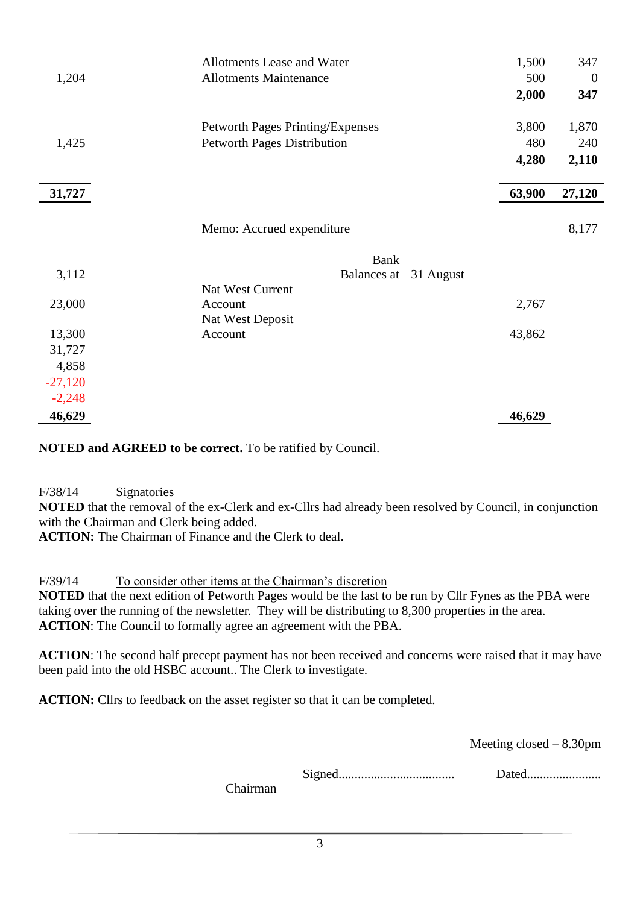| | | | |
|---|---|---|---|
| | Allotments Lease and Water | 1,500 | 347 |
| 1,204 | Allotments Maintenance | 500 | 0 |
| | | **2,000** | **347** |
| | Petworth Pages Printing/Expenses | 3,800 | 1,870 |
| 1,425 | Petworth Pages Distribution | 480 | 240 |
| | | **4,280** | **2,110** |
| **31,727** | | **63,900** | **27,120** |
| | Memo: Accrued expenditure | | 8,177 |

| | | |
|---|---|---|
| | Bank Balances at 31 August | |
| 3,112 | | |
| 23,000 | Nat West Current Account | 2,767 |
| 13,300 | Nat West Deposit Account | 43,862 |
| 31,727 | | |
| 4,858 | | |
| -27,120 | | |
| -2,248 | | |
| **46,629** | | **46,629** |

**NOTED and AGREED to be correct.** To be ratified by Council.

F/38/14 Signatories

**NOTED** that the removal of the ex-Clerk and ex-Cllrs had already been resolved by Council, in conjunction with the Chairman and Clerk being added.

**ACTION:** The Chairman of Finance and the Clerk to deal.

F/39/14 To consider other items at the Chairman's discretion

**NOTED** that the next edition of Petworth Pages would be the last to be run by Cllr Fynes as the PBA were taking over the running of the newsletter. They will be distributing to 8,300 properties in the area.

**ACTION**: The Council to formally agree an agreement with the PBA.

**ACTION**: The second half precept payment has not been received and concerns were raised that it may have been paid into the old HSBC account.. The Clerk to investigate.

**ACTION:** Cllrs to feedback on the asset register so that it can be completed.

Meeting closed – 8.30pm

Signed.................................... Dated.......................

Chairman